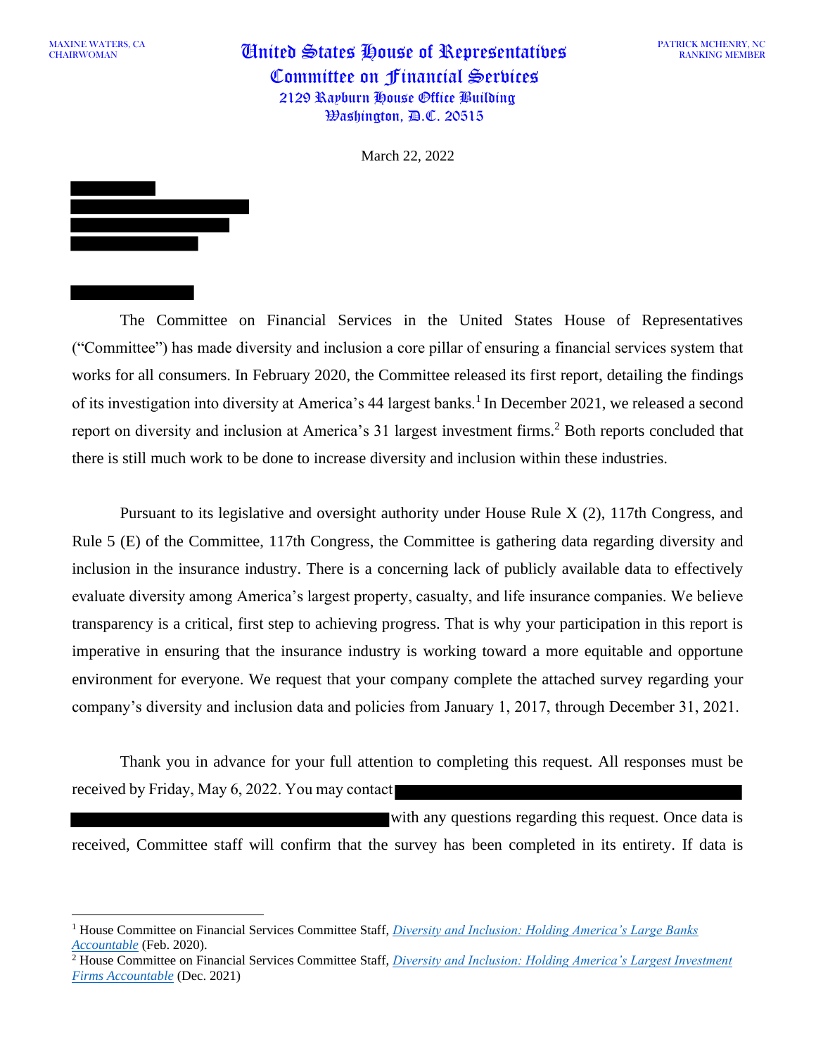MAXINE WATERS, CA
CHAIRWOMAN

# United States House of Representatives
## Committee on Financial Services
2129 Rayburn House Office Building
Washington, D.C. 20515

PATRICK MCHENRY, NC
RANKING MEMBER

March 22, 2022

The Committee on Financial Services in the United States House of Representatives ("Committee") has made diversity and inclusion a core pillar of ensuring a financial services system that works for all consumers. In February 2020, the Committee released its first report, detailing the findings of its investigation into diversity at America's 44 largest banks.[1] In December 2021, we released a second report on diversity and inclusion at America's 31 largest investment firms.[2] Both reports concluded that there is still much work to be done to increase diversity and inclusion within these industries.

Pursuant to its legislative and oversight authority under House Rule X (2), 117th Congress, and Rule 5 (E) of the Committee, 117th Congress, the Committee is gathering data regarding diversity and inclusion in the insurance industry. There is a concerning lack of publicly available data to effectively evaluate diversity among America's largest property, casualty, and life insurance companies. We believe transparency is a critical, first step to achieving progress. That is why your participation in this report is imperative in ensuring that the insurance industry is working toward a more equitable and opportune environment for everyone. We request that your company complete the attached survey regarding your company's diversity and inclusion data and policies from January 1, 2017, through December 31, 2021.

Thank you in advance for your full attention to completing this request. All responses must be received by Friday, May 6, 2022. You may contact with any questions regarding this request. Once data is received, Committee staff will confirm that the survey has been completed in its entirety. If data is

---

[1] House Committee on Financial Services Committee Staff, *Diversity and Inclusion: Holding America's Large Banks Accountable* (Feb. 2020).

[2] House Committee on Financial Services Committee Staff, *Diversity and Inclusion: Holding America's Largest Investment Firms Accountable* (Dec. 2021)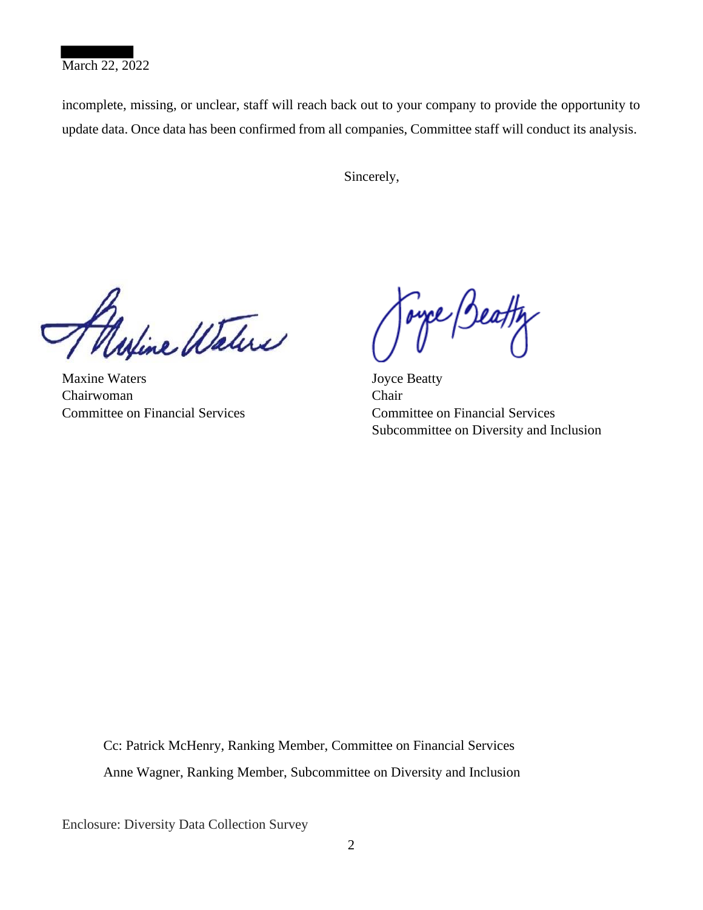March 22, 2022

incomplete, missing, or unclear, staff will reach back out to your company to provide the opportunity to update data. Once data has been confirmed from all companies, Committee staff will conduct its analysis.

Sincerely,

Maxine Waters
Chairwoman
Committee on Financial Services

Joyce Beatty
Chair
Committee on Financial Services
Subcommittee on Diversity and Inclusion

Cc: Patrick McHenry, Ranking Member, Committee on Financial Services

Anne Wagner, Ranking Member, Subcommittee on Diversity and Inclusion

Enclosure: Diversity Data Collection Survey